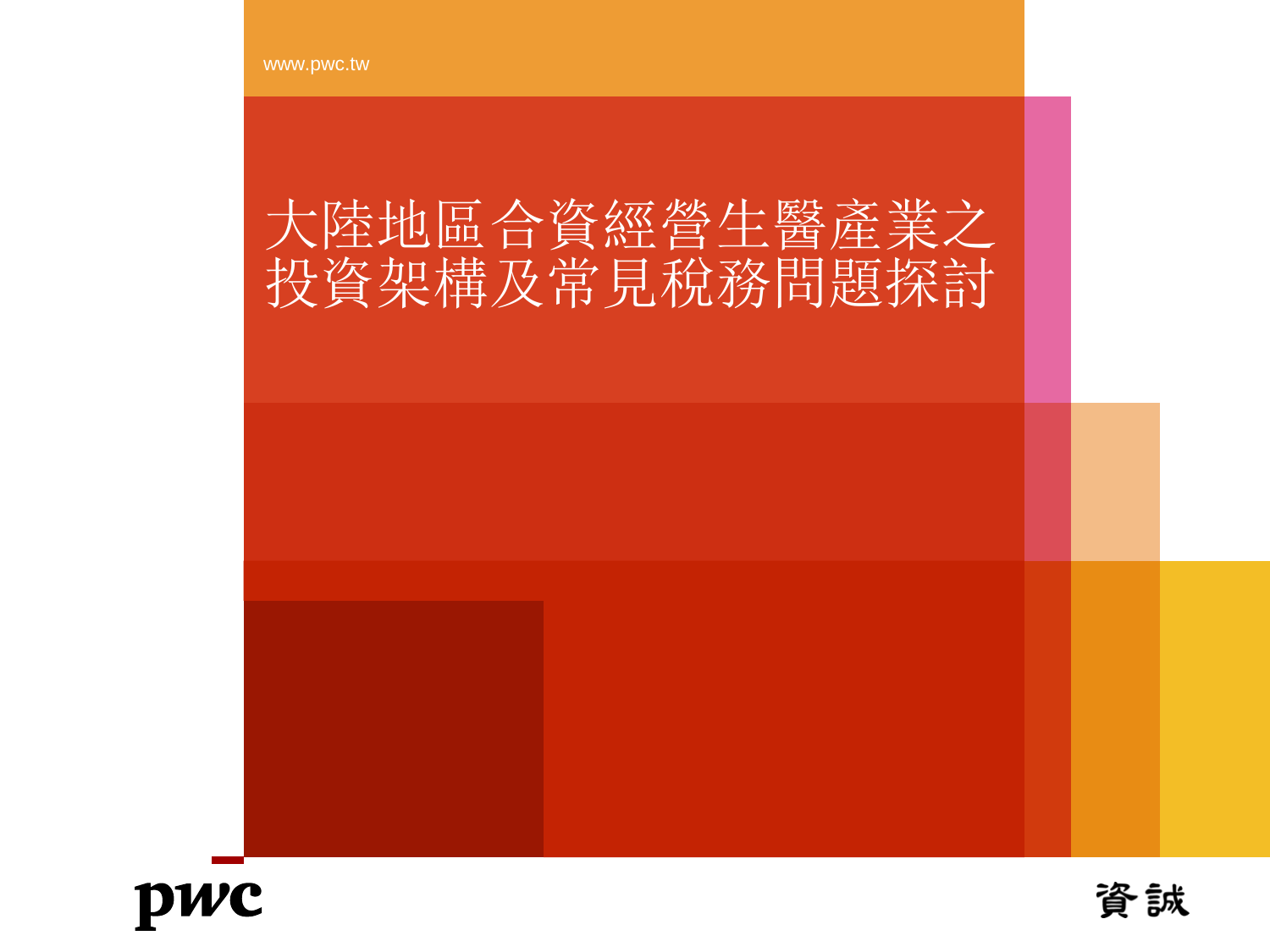www.pwc.tw

# 大陸地區合資經營生醫產業之投資架構及常見稅務問題探討

pwc

資誠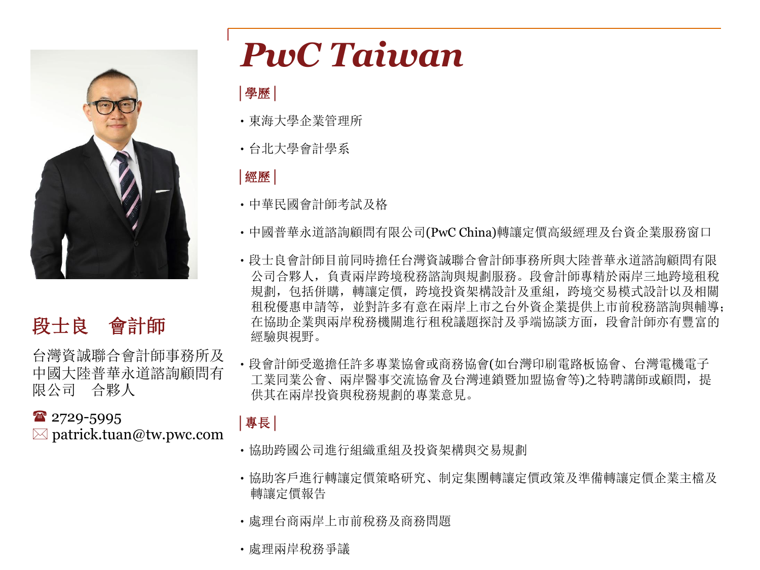# PwC Taiwan

## 段士良　會計師

台灣資誠聯合會計師事務所及中國大陸普華永道諮詢顧問有限公司　合夥人

☎ 2729-5995
✉ patrick.tuan@tw.pwc.com

### |學歷|

- 東海大學企業管理所
- 台北大學會計學系

### |經歷|

- 中華民國會計師考試及格
- 中國普華永道諮詢顧問有限公司(PwC China)轉讓定價高級經理及台資企業服務窗口
- 段士良會計師目前同時擔任台灣資誠聯合會計師事務所與大陸普華永道諮詢顧問有限公司合夥人，負責兩岸跨境稅務諮詢與規劃服務。段會計師專精於兩岸三地跨境租稅規劃，包括併購，轉讓定價，跨境投資架構設計及重組，跨境交易模式設計以及相關租稅優惠申請等，並對許多有意在兩岸上市之台外資企業提供上市前稅務諮詢與輔導；在協助企業與兩岸稅務機關進行租稅議題探討及爭端協談方面，段會計師亦有豐富的經驗與視野。
- 段會計師受邀擔任許多專業協會或商務協會(如台灣印刷電路板協會、台灣電機電子工業同業公會、兩岸醫事交流協會及台灣連鎖暨加盟協會等)之特聘講師或顧問，提供其在兩岸投資與稅務規劃的專業意見。

### |專長|

- 協助跨國公司進行組織重組及投資架構與交易規劃
- 協助客戶進行轉讓定價策略研究、制定集團轉讓定價政策及準備轉讓定價企業主檔及轉讓定價報告
- 處理台商兩岸上市前稅務及商務問題
- 處理兩岸稅務爭議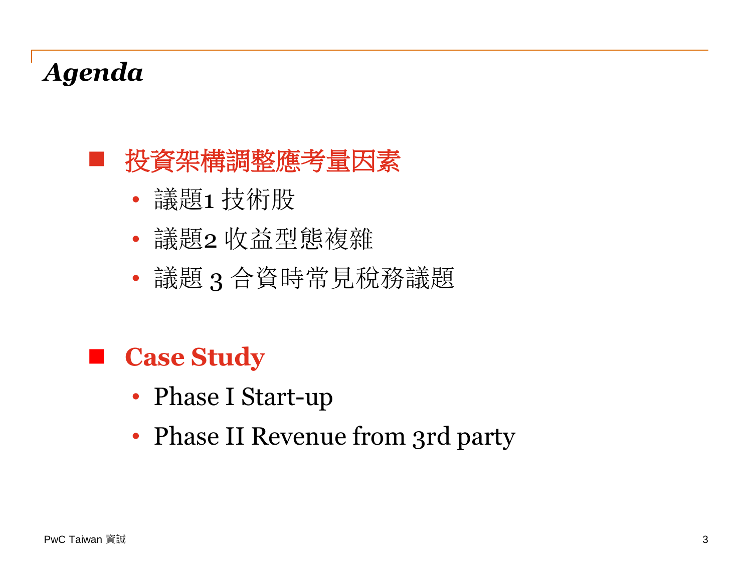# *Agenda*

- **投資架構調整應考量因素**
  - 議題1 技術股
  - 議題2 收益型態複雜
  - 議題 3 合資時常見稅務議題

- **Case Study**
  - Phase I Start-up
  - Phase II Revenue from 3rd party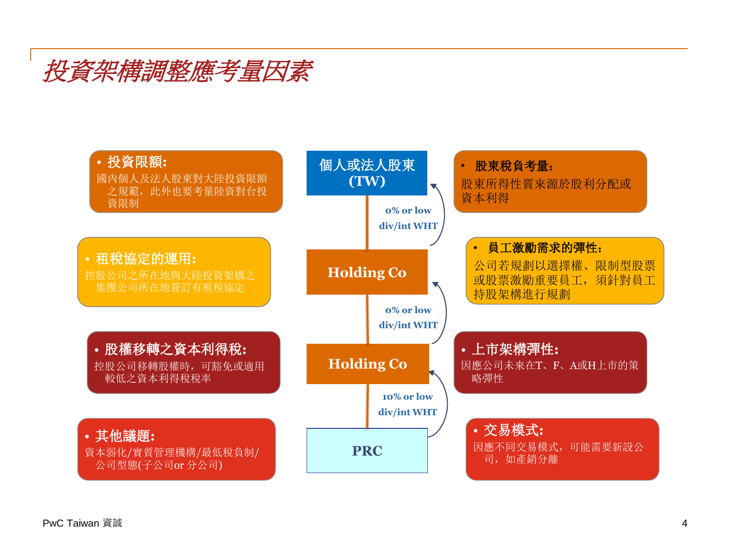# 投資架構調整應考量因素

- **投資限額:**
  國內個人及法人股東對大陸投資限額之規範，此外也要考量陸資對台投資限制

- **租稅協定的運用:**
  控股公司之所在地與大陸投資架構之集團公司所在地簽訂有租稅協定

- **股權移轉之資本利得稅:**
  控股公司移轉股權時，可豁免或適用較低之資本利得稅稅率

- **其他議題:**
  資本弱化/實質管理機構/最低稅負制/公司型態(子公司or 分公司)

個人或法人股東 (TW)

↑ 0% or low div/int WHT

Holding Co

↑ 0% or low div/int WHT

Holding Co

↑ 10% or low div/int WHT

PRC

- **股東稅負考量:**
  股東所得性質來源於股利分配或資本利得

- **員工激勵需求的彈性:**
  公司若規劃以選擇權、限制型股票或股票激勵重要員工，須針對員工持股架構進行規劃

- **上市架構彈性:**
  因應公司未來在T、F、A或H上市的策略彈性

- **交易模式:**
  因應不同交易模式，可能需要新設公司，如產銷分離

PwC Taiwan 資誠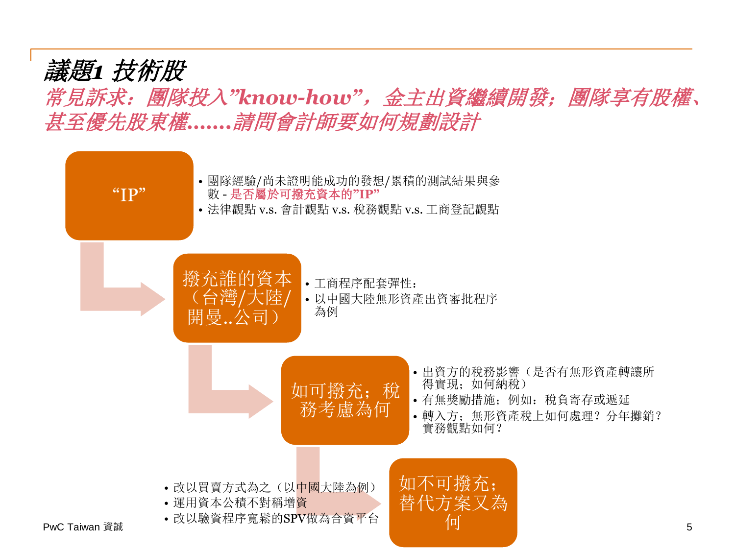# *議題1 技術股*

*常見訴求：團隊投入"know-how"，金主出資繼續開發；團隊享有股權、甚至優先股東權……請問會計師要如何規劃設計*

### "IP"

- 團隊經驗/尚未證明能成功的發想/累積的測試結果與參數 - **是否屬於可撥充資本的"IP"**
- 法律觀點 v.s. 會計觀點 v.s. 稅務觀點 v.s. 工商登記觀點

### 撥充誰的資本（台灣/大陸/開曼..公司）

- 工商程序配套彈性：
- 以中國大陸無形資產出資審批程序為例

### 如可撥充；稅務考慮為何

- 出資方的稅務影響（是否有無形資產轉讓所得實現；如何納稅）
- 有無獎勵措施；例如：稅負寄存或遞延
- 轉入方；無形資產稅上如何處理？分年攤銷？實務觀點如何？

### 如不可撥充；替代方案又為何

- 改以買賣方式為之（以中國大陸為例）
- 運用資本公積不對稱增資
- 改以驗資程序寬鬆的SPV做為合資平台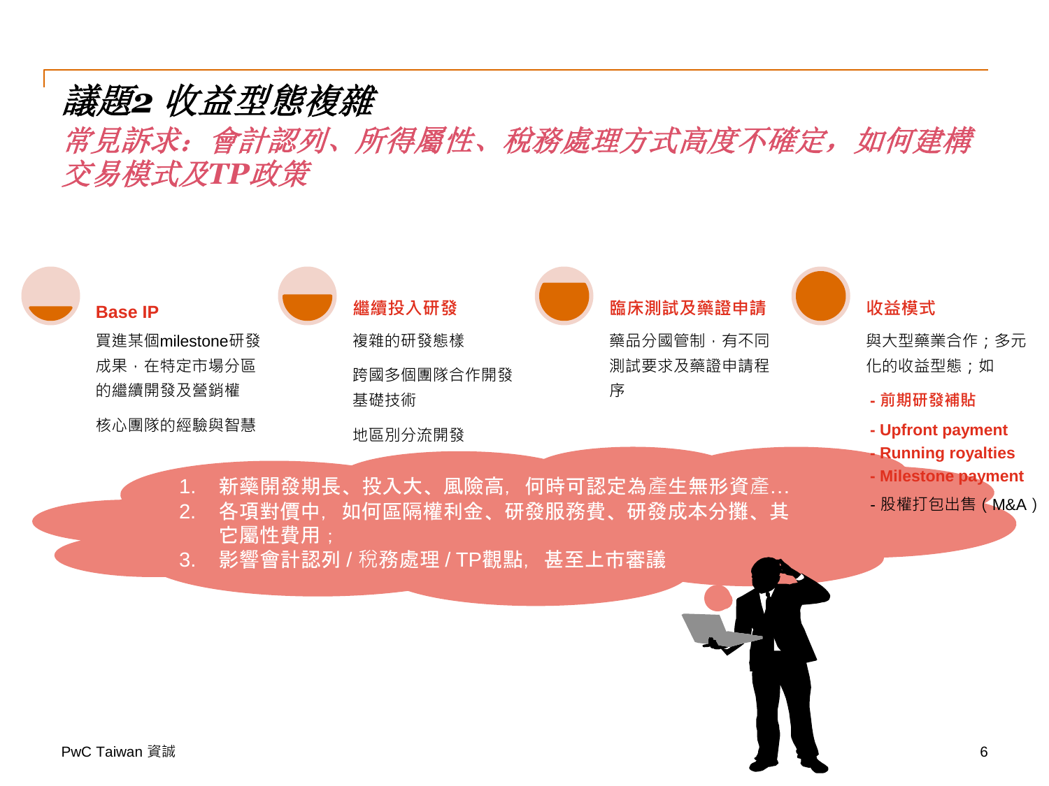# *議題2 收益型態複雜*

## *常見訴求：會計認列、所得屬性、稅務處理方式高度不確定，如何建構交易模式及TP政策*

### Base IP

買進某個milestone研發成果，在特定市場分區的繼續開發及營銷權

核心團隊的經驗與智慧

### 繼續投入研發

複雜的研發態樣

跨國多個團隊合作開發基礎技術

地區別分流開發

### 臨床測試及藥證申請

藥品分國管制，有不同測試要求及藥證申請程序

### 收益模式

與大型藥業合作；多元化的收益型態；如

- **前期研發補貼**
- **Upfront payment**
- **Running royalties**
- **Milestone payment**
- 股權打包出售（M&A）

1. 新藥開發期長、投入大、風險高，何時可認定為產生無形資產…
2. 各項對價中，如何區隔權利金、研發服務費、研發成本分攤、其它屬性費用；
3. 影響會計認列 / 稅務處理 / TP觀點，甚至上市審議

PwC Taiwan 資誠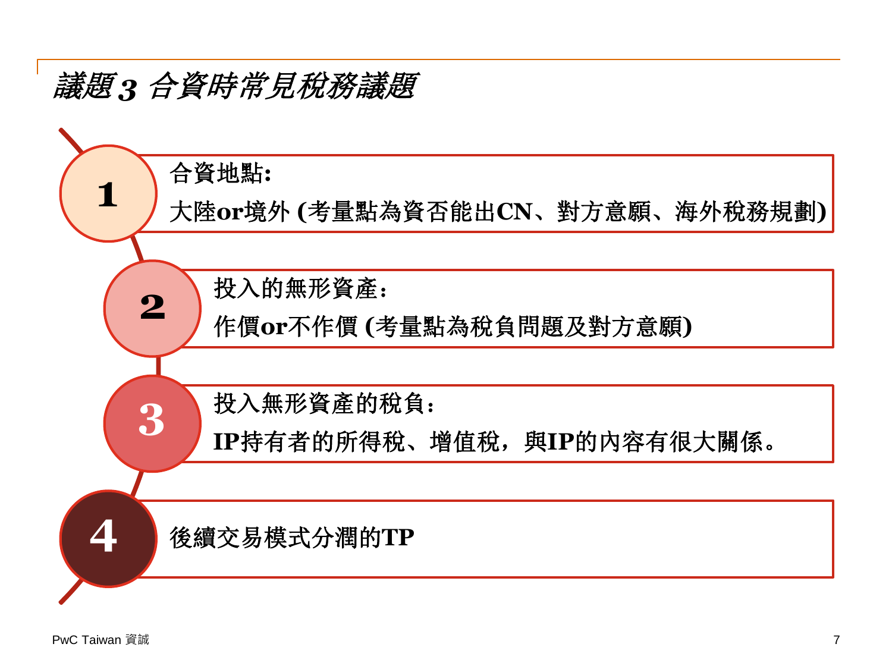# *議題3 合資時常見稅務議題*

1. **合資地點:**
   大陸or境外 (考量點為資否能出CN、對方意願、海外稅務規劃)

2. **投入的無形資產:**
   作價or不作價 (考量點為稅負問題及對方意願)

3. **投入無形資產的稅負:**
   IP持有者的所得稅、增值稅，與IP的內容有很大關係。

4. 後續交易模式分潤的TP

PwC Taiwan 資誠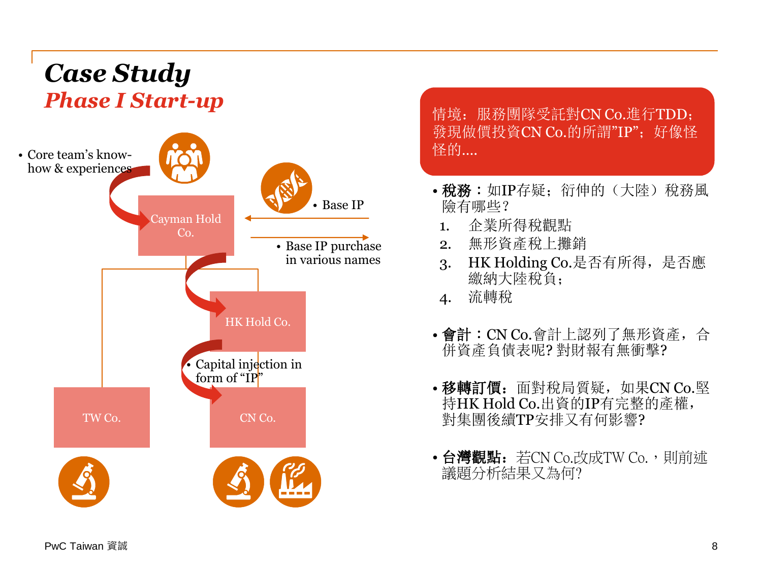# Case Study

## *Phase I Start-up*

- Core team's know-how & experiences

Cayman Hold Co.

- Base IP
- Base IP purchase in various names

HK Hold Co.

- Capital injection in form of "IP"

TW Co.

CN Co.

情境：服務團隊受託對CN Co.進行TDD；發現做價投資CN Co.的所謂"IP"；好像怪怪的....

- **稅務**：如IP存疑；衍伸的（大陸）稅務風險有哪些？
  1. 企業所得稅觀點
  2. 無形資產稅上攤銷
  3. HK Holding Co.是否有所得，是否應繳納大陸稅負；
  4. 流轉稅
- **會計**：CN Co.會計上認列了無形資產，合併資產負債表呢? 對財報有無衝擊?
- **移轉訂價**：面對稅局質疑，如果CN Co.堅持HK Hold Co.出資的IP有完整的產權，對集團後續TP安排又有何影響?
- **台灣觀點**：若CN Co.改成TW Co.，則前述議題分析結果又為何?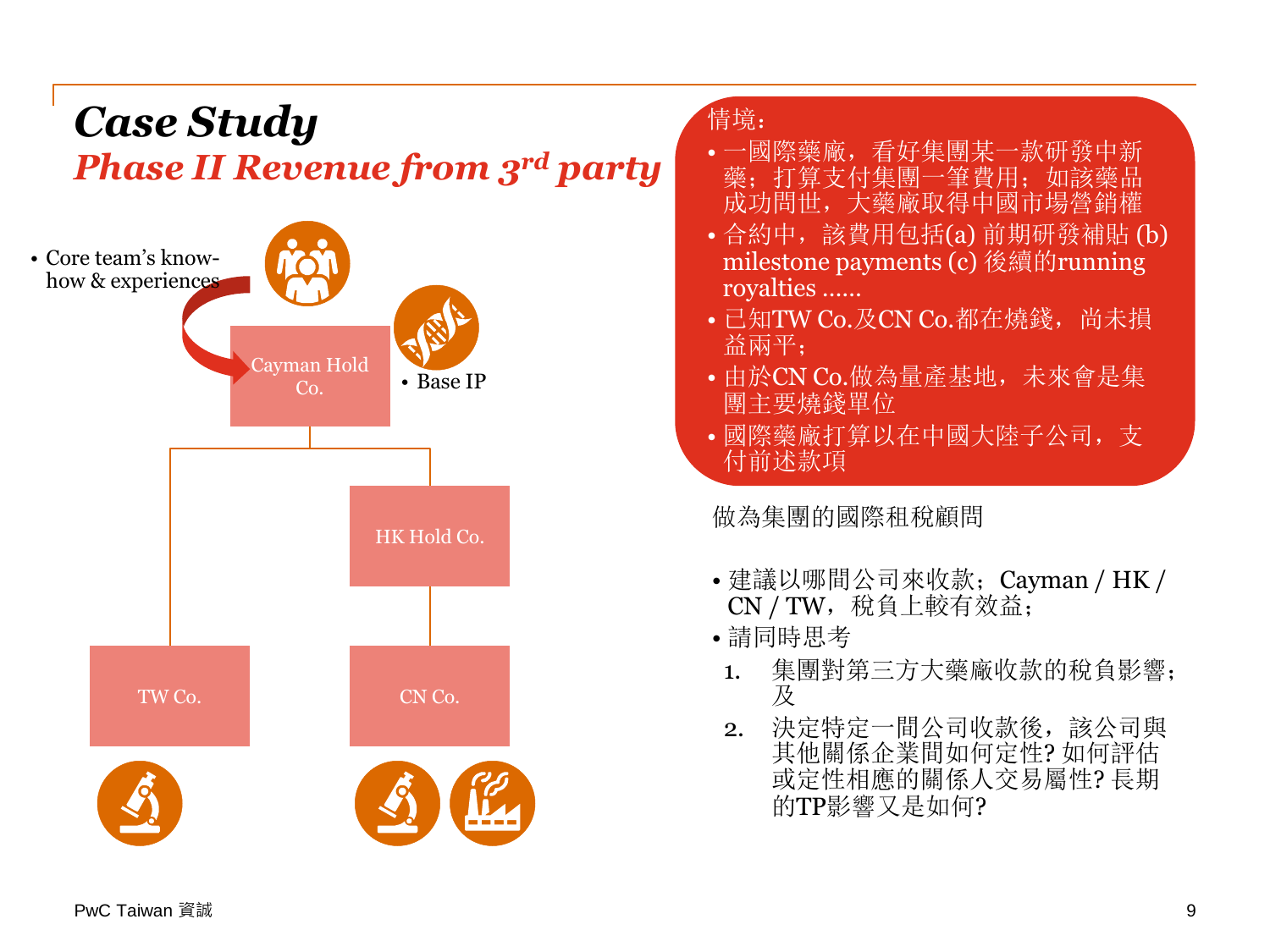# Case Study

## *Phase II Revenue from 3rd party*

- Core team's know-how & experiences

Cayman Hold Co.

- Base IP

HK Hold Co.

TW Co.

CN Co.

情境：

- 一國際藥廠，看好集團某一款研發中新藥；打算支付集團一筆費用；如該藥品成功問世，大藥廠取得中國市場營銷權
- 合約中，該費用包括(a) 前期研發補貼 (b) milestone payments (c) 後續的running royalties ……
- 已知TW Co.及CN Co.都在燒錢，尚未損益兩平；
- 由於CN Co.做為量產基地，未來會是集團主要燒錢單位
- 國際藥廠打算以在中國大陸子公司，支付前述款項

做為集團的國際租稅顧問

- 建議以哪間公司來收款；Cayman / HK / CN / TW，稅負上較有效益；
- 請同時思考
  1. 集團對第三方大藥廠收款的稅負影響；及
  2. 決定特定一間公司收款後，該公司與其他關係企業間如何定性? 如何評估或定性相應的關係人交易屬性? 長期的TP影響又是如何?

PwC Taiwan 資誠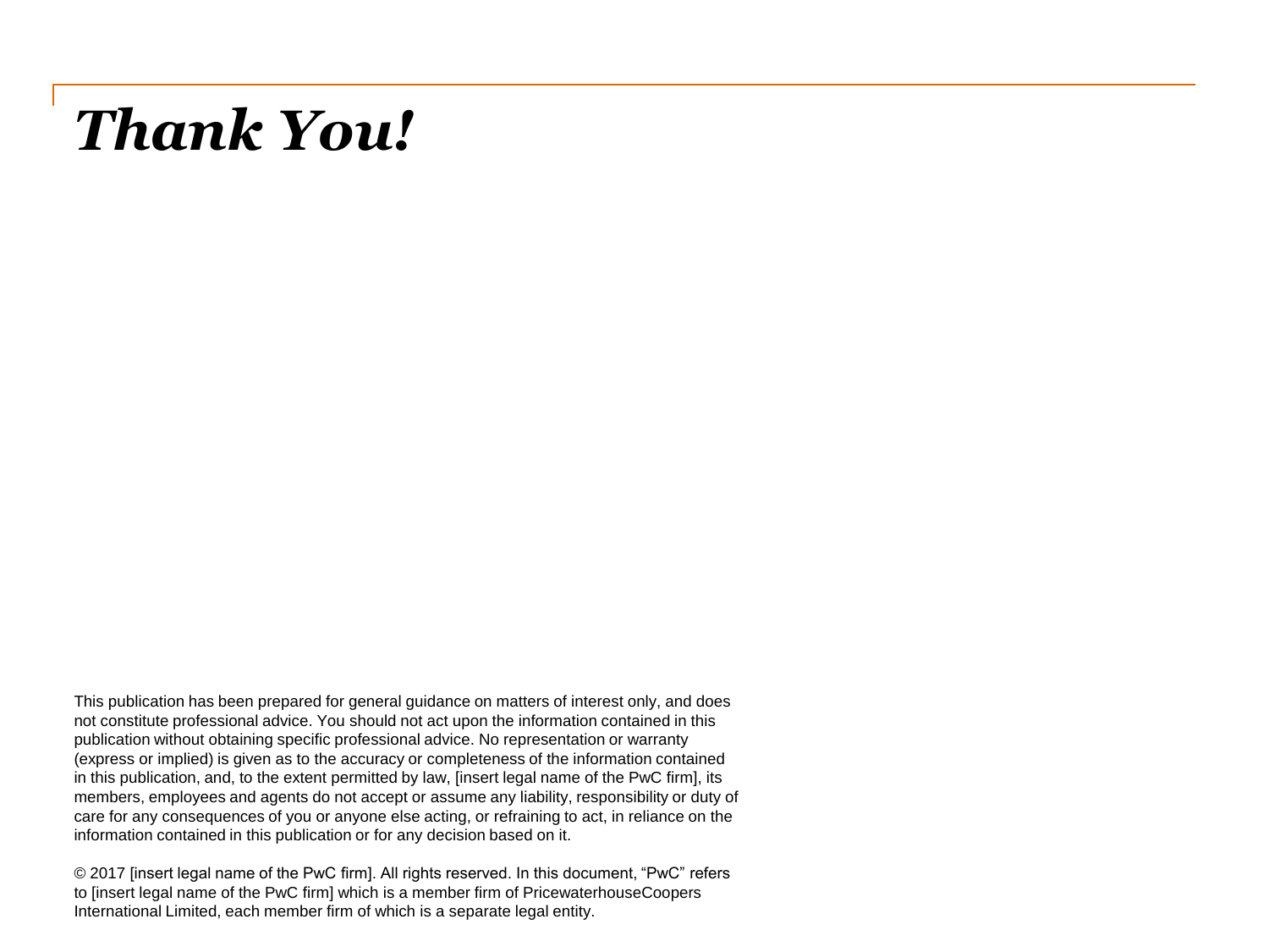# *Thank You!*

This publication has been prepared for general guidance on matters of interest only, and does not constitute professional advice. You should not act upon the information contained in this publication without obtaining specific professional advice. No representation or warranty (express or implied) is given as to the accuracy or completeness of the information contained in this publication, and, to the extent permitted by law, [insert legal name of the PwC firm], its members, employees and agents do not accept or assume any liability, responsibility or duty of care for any consequences of you or anyone else acting, or refraining to act, in reliance on the information contained in this publication or for any decision based on it.

© 2017 [insert legal name of the PwC firm]. All rights reserved. In this document, "PwC" refers to [insert legal name of the PwC firm] which is a member firm of PricewaterhouseCoopers International Limited, each member firm of which is a separate legal entity.